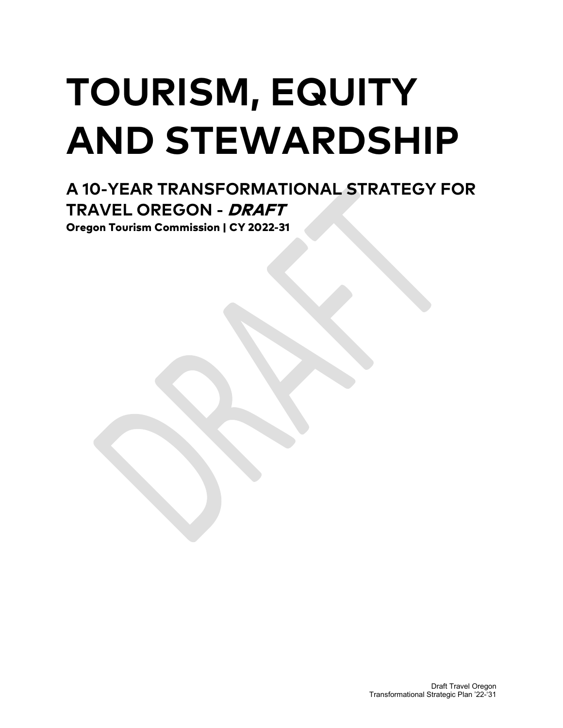# TOURISM, EQUITY AND STEWARDSHIP

## A 10-YEAR TRANSFORMATIONAL STRATEGY FOR TRAVEL OREGON - *DRAFT*

**Oregon Tourism Commission | CY 2022-31**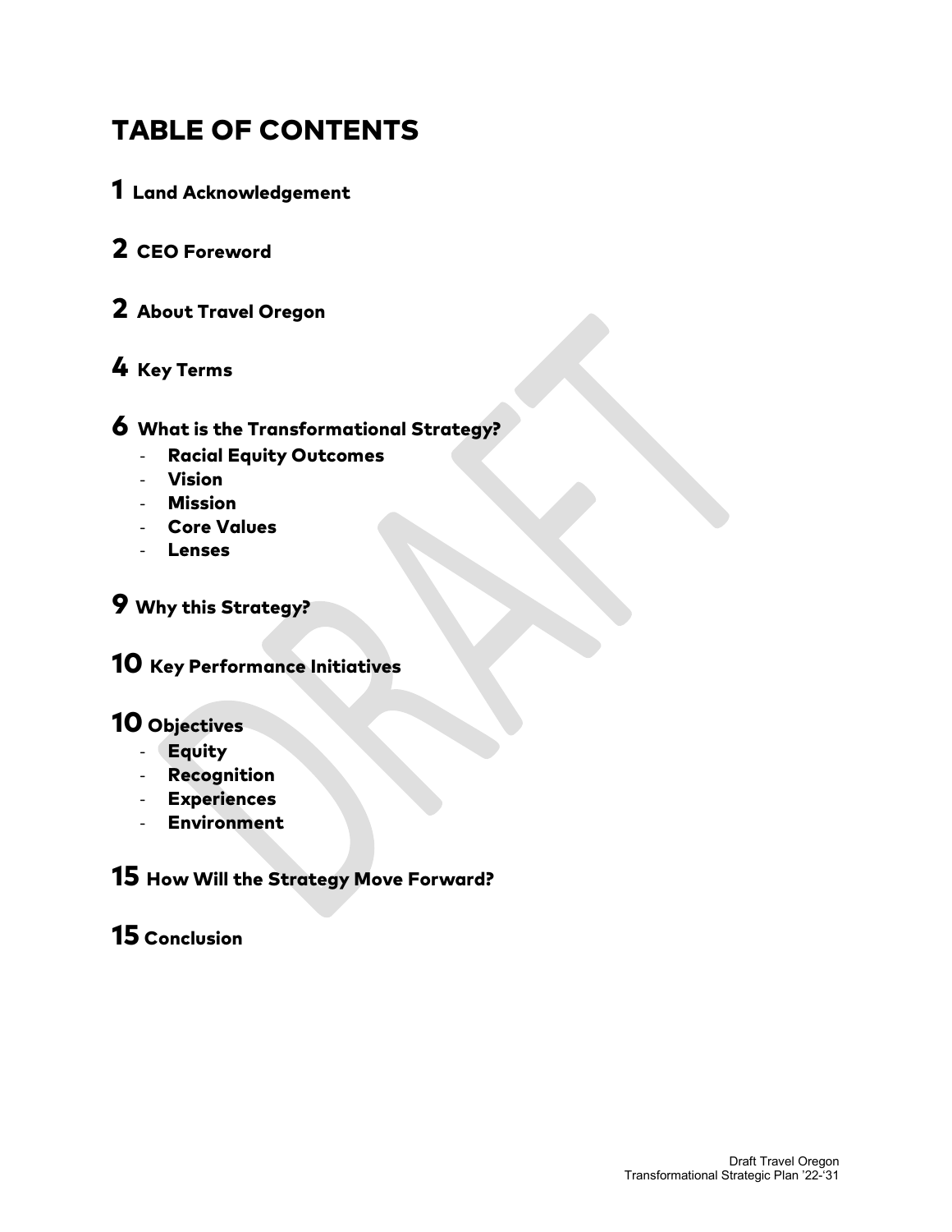# TABLE OF CONTENTS

**1** Land Acknowledgement

**2** CEO Foreword

**2** About Travel Oregon

**4** Key Terms

**6** What is the Transformational Strategy?

- Racial Equity Outcomes
- Vision
- Mission
- Core Values
- Lenses

**9** Why this Strategy?

**10** Key Performance Initiatives

**10** Objectives

- Equity
- Recognition
- Experiences
- Environment

**15** How Will the Strategy Move Forward?

**15** Conclusion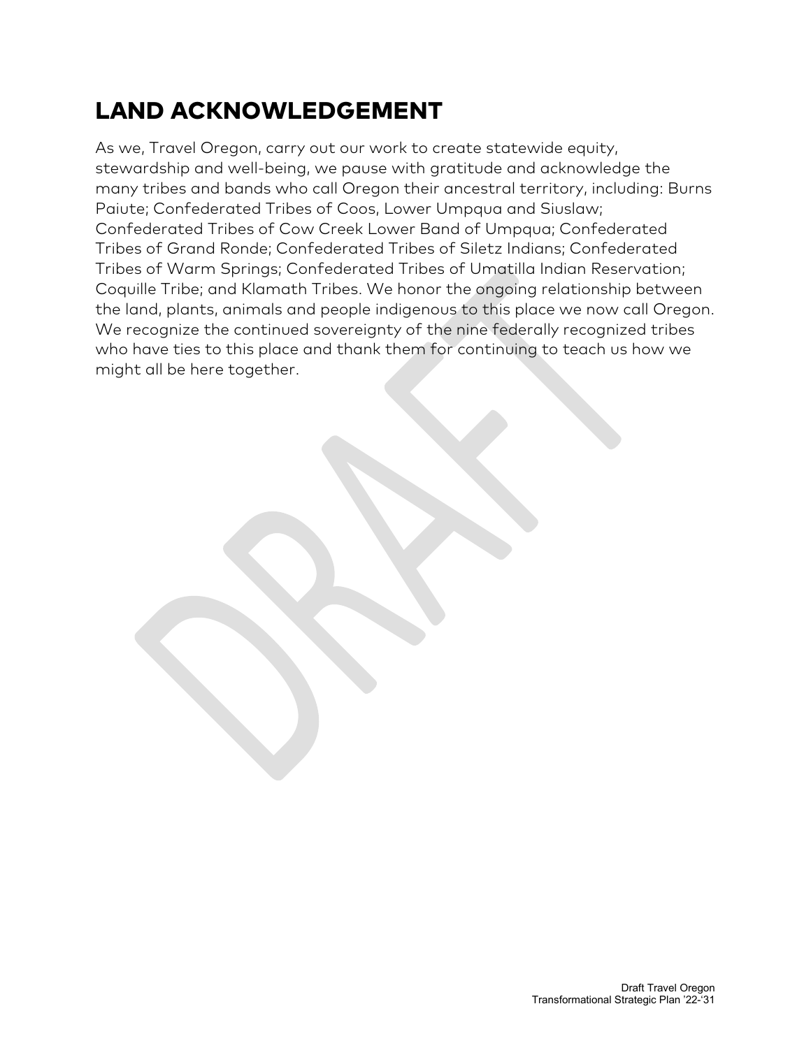# LAND ACKNOWLEDGEMENT

As we, Travel Oregon, carry out our work to create statewide equity, stewardship and well-being, we pause with gratitude and acknowledge the many tribes and bands who call Oregon their ancestral territory, including: Burns Paiute; Confederated Tribes of Coos, Lower Umpqua and Siuslaw; Confederated Tribes of Cow Creek Lower Band of Umpqua; Confederated Tribes of Grand Ronde; Confederated Tribes of Siletz Indians; Confederated Tribes of Warm Springs; Confederated Tribes of Umatilla Indian Reservation; Coquille Tribe; and Klamath Tribes. We honor the ongoing relationship between the land, plants, animals and people indigenous to this place we now call Oregon. We recognize the continued sovereignty of the nine federally recognized tribes who have ties to this place and thank them for continuing to teach us how we might all be here together.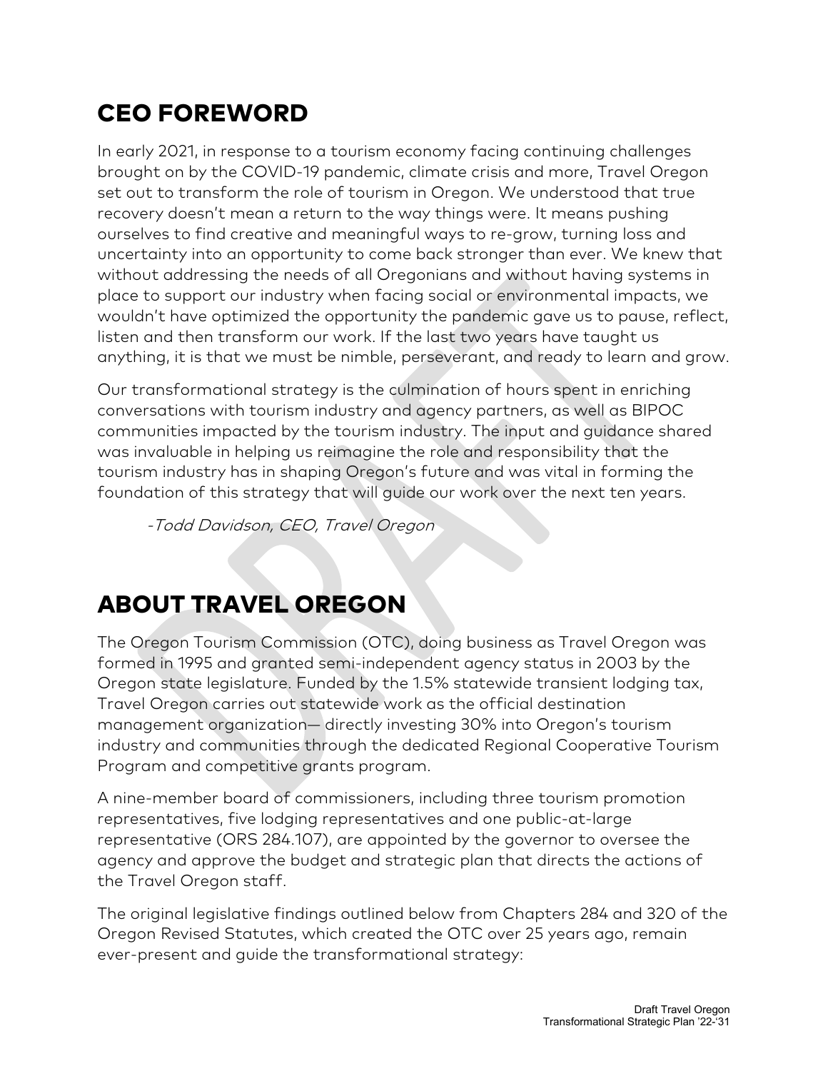## CEO FOREWORD

In early 2021, in response to a tourism economy facing continuing challenges brought on by the COVID-19 pandemic, climate crisis and more, Travel Oregon set out to transform the role of tourism in Oregon. We understood that true recovery doesn't mean a return to the way things were. It means pushing ourselves to find creative and meaningful ways to re-grow, turning loss and uncertainty into an opportunity to come back stronger than ever. We knew that without addressing the needs of all Oregonians and without having systems in place to support our industry when facing social or environmental impacts, we wouldn't have optimized the opportunity the pandemic gave us to pause, reflect, listen and then transform our work. If the last two years have taught us anything, it is that we must be nimble, perseverant, and ready to learn and grow.

Our transformational strategy is the culmination of hours spent in enriching conversations with tourism industry and agency partners, as well as BIPOC communities impacted by the tourism industry. The input and guidance shared was invaluable in helping us reimagine the role and responsibility that the tourism industry has in shaping Oregon's future and was vital in forming the foundation of this strategy that will guide our work over the next ten years.

*-Todd Davidson, CEO, Travel Oregon*

## ABOUT TRAVEL OREGON

The Oregon Tourism Commission (OTC), doing business as Travel Oregon was formed in 1995 and granted semi-independent agency status in 2003 by the Oregon state legislature. Funded by the 1.5% statewide transient lodging tax, Travel Oregon carries out statewide work as the official destination management organization— directly investing 30% into Oregon's tourism industry and communities through the dedicated Regional Cooperative Tourism Program and competitive grants program.

A nine-member board of commissioners, including three tourism promotion representatives, five lodging representatives and one public-at-large representative (ORS 284.107), are appointed by the governor to oversee the agency and approve the budget and strategic plan that directs the actions of the Travel Oregon staff.

The original legislative findings outlined below from Chapters 284 and 320 of the Oregon Revised Statutes, which created the OTC over 25 years ago, remain ever-present and guide the transformational strategy: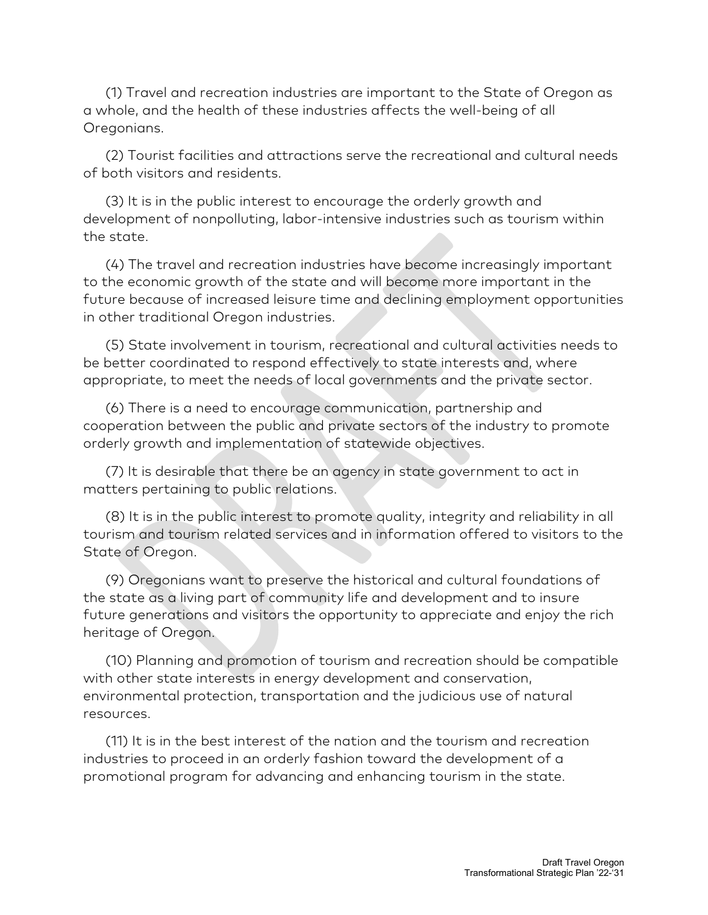(1) Travel and recreation industries are important to the State of Oregon as a whole, and the health of these industries affects the well-being of all Oregonians.

(2) Tourist facilities and attractions serve the recreational and cultural needs of both visitors and residents.

(3) It is in the public interest to encourage the orderly growth and development of nonpolluting, labor-intensive industries such as tourism within the state.

(4) The travel and recreation industries have become increasingly important to the economic growth of the state and will become more important in the future because of increased leisure time and declining employment opportunities in other traditional Oregon industries.

(5) State involvement in tourism, recreational and cultural activities needs to be better coordinated to respond effectively to state interests and, where appropriate, to meet the needs of local governments and the private sector.

(6) There is a need to encourage communication, partnership and cooperation between the public and private sectors of the industry to promote orderly growth and implementation of statewide objectives.

(7) It is desirable that there be an agency in state government to act in matters pertaining to public relations.

(8) It is in the public interest to promote quality, integrity and reliability in all tourism and tourism related services and in information offered to visitors to the State of Oregon.

(9) Oregonians want to preserve the historical and cultural foundations of the state as a living part of community life and development and to insure future generations and visitors the opportunity to appreciate and enjoy the rich heritage of Oregon.

(10) Planning and promotion of tourism and recreation should be compatible with other state interests in energy development and conservation, environmental protection, transportation and the judicious use of natural resources.

(11) It is in the best interest of the nation and the tourism and recreation industries to proceed in an orderly fashion toward the development of a promotional program for advancing and enhancing tourism in the state.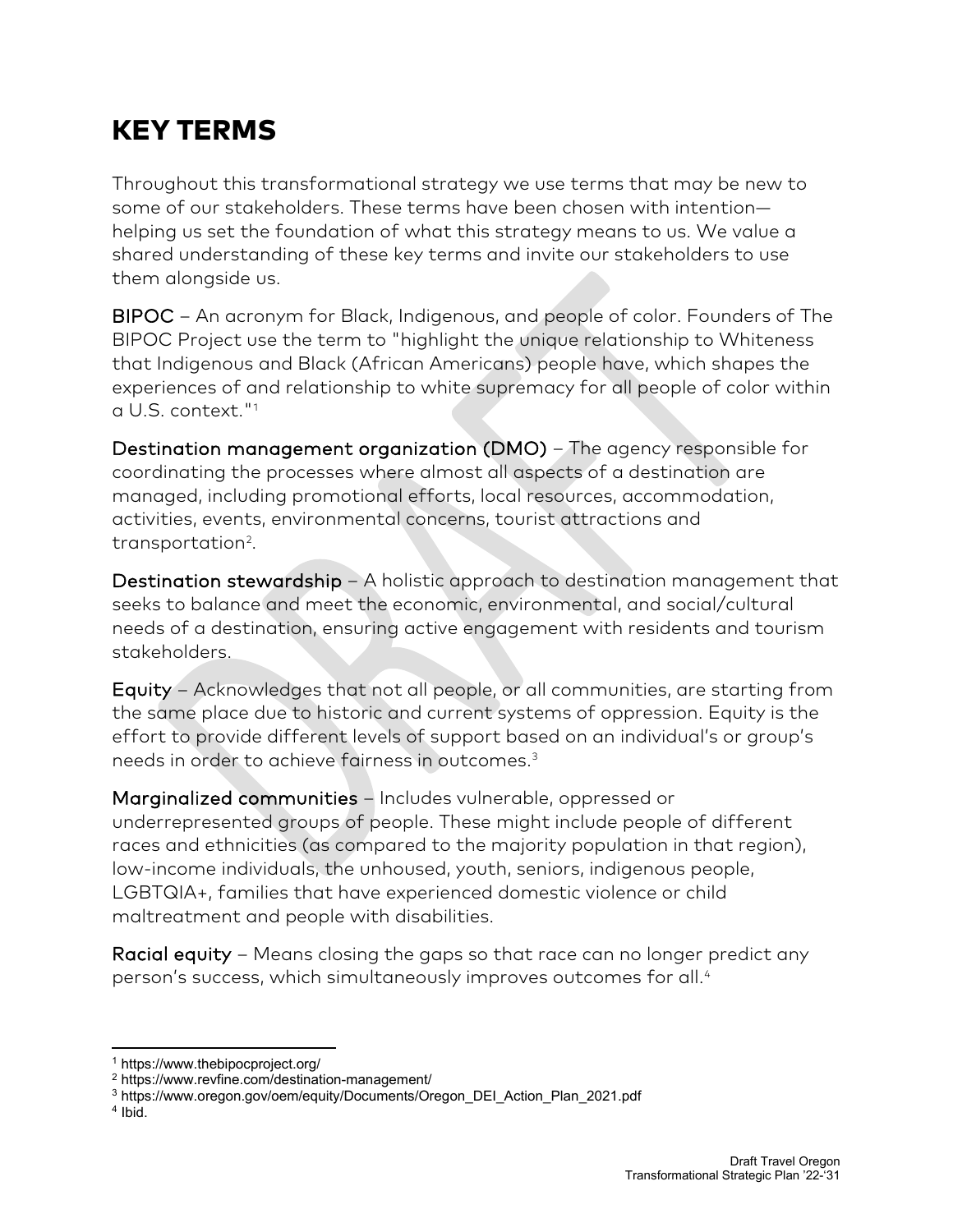# KEY TERMS

Throughout this transformational strategy we use terms that may be new to some of our stakeholders. These terms have been chosen with intention—helping us set the foundation of what this strategy means to us. We value a shared understanding of these key terms and invite our stakeholders to use them alongside us.

**BIPOC** – An acronym for Black, Indigenous, and people of color. Founders of The BIPOC Project use the term to "highlight the unique relationship to Whiteness that Indigenous and Black (African Americans) people have, which shapes the experiences of and relationship to white supremacy for all people of color within a U.S. context."[1]

**Destination management organization (DMO)** – The agency responsible for coordinating the processes where almost all aspects of a destination are managed, including promotional efforts, local resources, accommodation, activities, events, environmental concerns, tourist attractions and transportation[2].

**Destination stewardship** – A holistic approach to destination management that seeks to balance and meet the economic, environmental, and social/cultural needs of a destination, ensuring active engagement with residents and tourism stakeholders.

**Equity** – Acknowledges that not all people, or all communities, are starting from the same place due to historic and current systems of oppression. Equity is the effort to provide different levels of support based on an individual's or group's needs in order to achieve fairness in outcomes.[3]

**Marginalized communities** – Includes vulnerable, oppressed or underrepresented groups of people. These might include people of different races and ethnicities (as compared to the majority population in that region), low-income individuals, the unhoused, youth, seniors, indigenous people, LGBTQIA+, families that have experienced domestic violence or child maltreatment and people with disabilities.

**Racial equity** – Means closing the gaps so that race can no longer predict any person's success, which simultaneously improves outcomes for all.[4]

---

[1] https://www.thebipocproject.org/

[2] https://www.revfine.com/destination-management/

[3] https://www.oregon.gov/oem/equity/Documents/Oregon_DEI_Action_Plan_2021.pdf

[4] Ibid.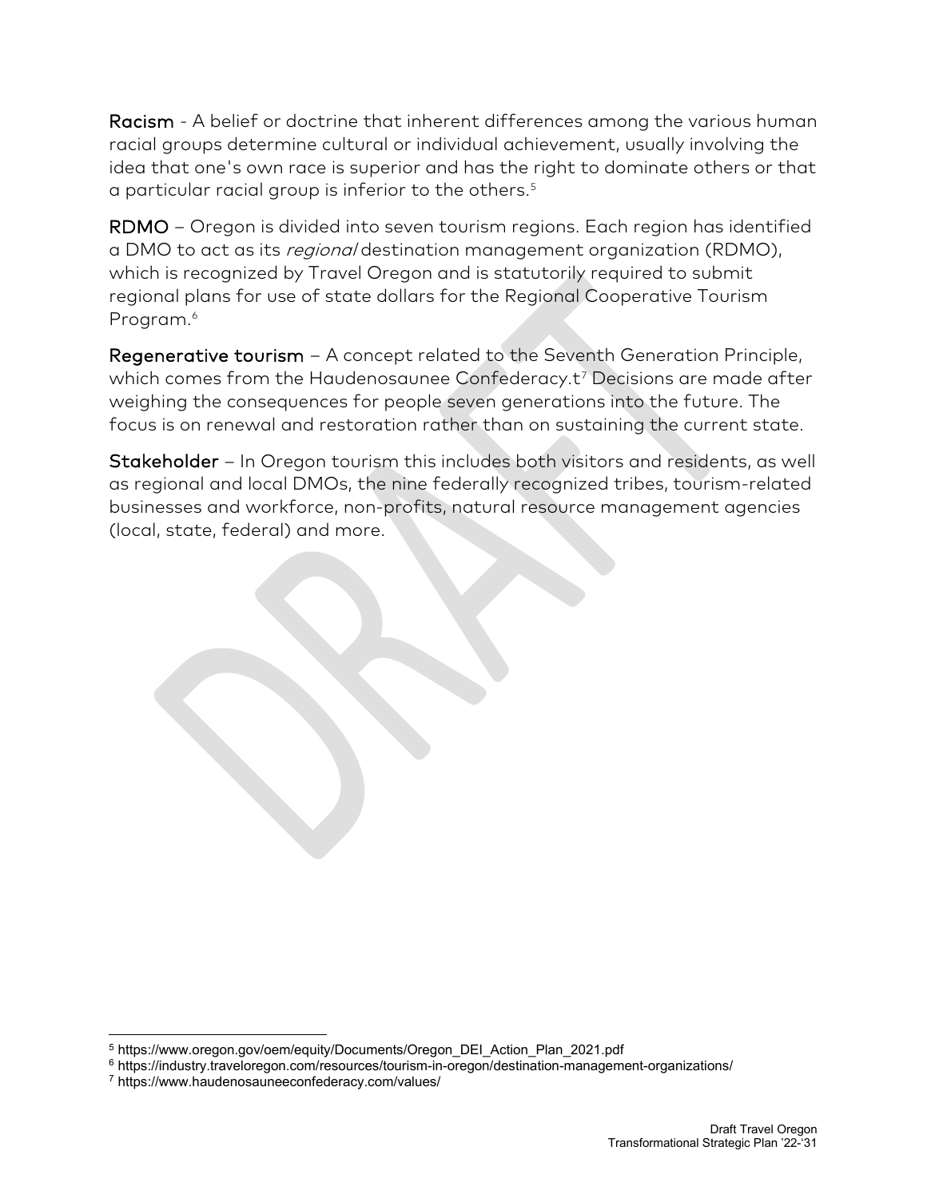**Racism** - A belief or doctrine that inherent differences among the various human racial groups determine cultural or individual achievement, usually involving the idea that one's own race is superior and has the right to dominate others or that a particular racial group is inferior to the others.[5]

**RDMO** – Oregon is divided into seven tourism regions. Each region has identified a DMO to act as its *regional* destination management organization (RDMO), which is recognized by Travel Oregon and is statutorily required to submit regional plans for use of state dollars for the Regional Cooperative Tourism Program.[6]

**Regenerative tourism** – A concept related to the Seventh Generation Principle, which comes from the Haudenosaunee Confederacy.t[7] Decisions are made after weighing the consequences for people seven generations into the future. The focus is on renewal and restoration rather than on sustaining the current state.

**Stakeholder** – In Oregon tourism this includes both visitors and residents, as well as regional and local DMOs, the nine federally recognized tribes, tourism-related businesses and workforce, non-profits, natural resource management agencies (local, state, federal) and more.

---

[5] https://www.oregon.gov/oem/equity/Documents/Oregon_DEI_Action_Plan_2021.pdf

[6] https://industry.traveloregon.com/resources/tourism-in-oregon/destination-management-organizations/

[7] https://www.haudenosauneeconfederacy.com/values/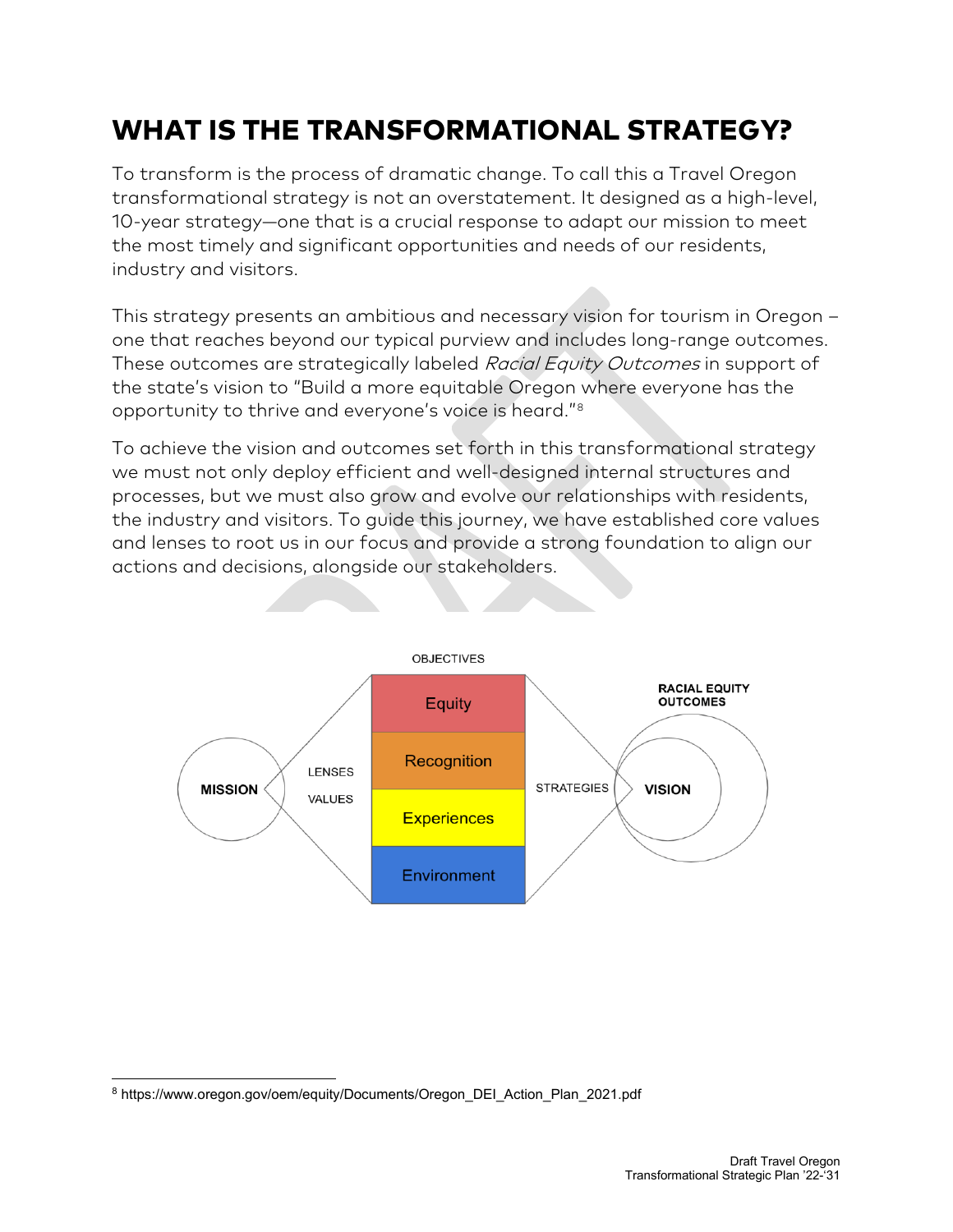# WHAT IS THE TRANSFORMATIONAL STRATEGY?

To transform is the process of dramatic change. To call this a Travel Oregon transformational strategy is not an overstatement. It designed as a high-level, 10-year strategy—one that is a crucial response to adapt our mission to meet the most timely and significant opportunities and needs of our residents, industry and visitors.

This strategy presents an ambitious and necessary vision for tourism in Oregon – one that reaches beyond our typical purview and includes long-range outcomes. These outcomes are strategically labeled *Racial Equity Outcomes* in support of the state's vision to "Build a more equitable Oregon where everyone has the opportunity to thrive and everyone's voice is heard."[8]

To achieve the vision and outcomes set forth in this transformational strategy we must not only deploy efficient and well-designed internal structures and processes, but we must also grow and evolve our relationships with residents, the industry and visitors. To guide this journey, we have established core values and lenses to root us in our focus and provide a strong foundation to align our actions and decisions, alongside our stakeholders.

OBJECTIVES

MISSION — LENSES / VALUES — Equity / Recognition / Experiences / Environment — STRATEGIES — VISION — RACIAL EQUITY OUTCOMES

[8] https://www.oregon.gov/oem/equity/Documents/Oregon_DEI_Action_Plan_2021.pdf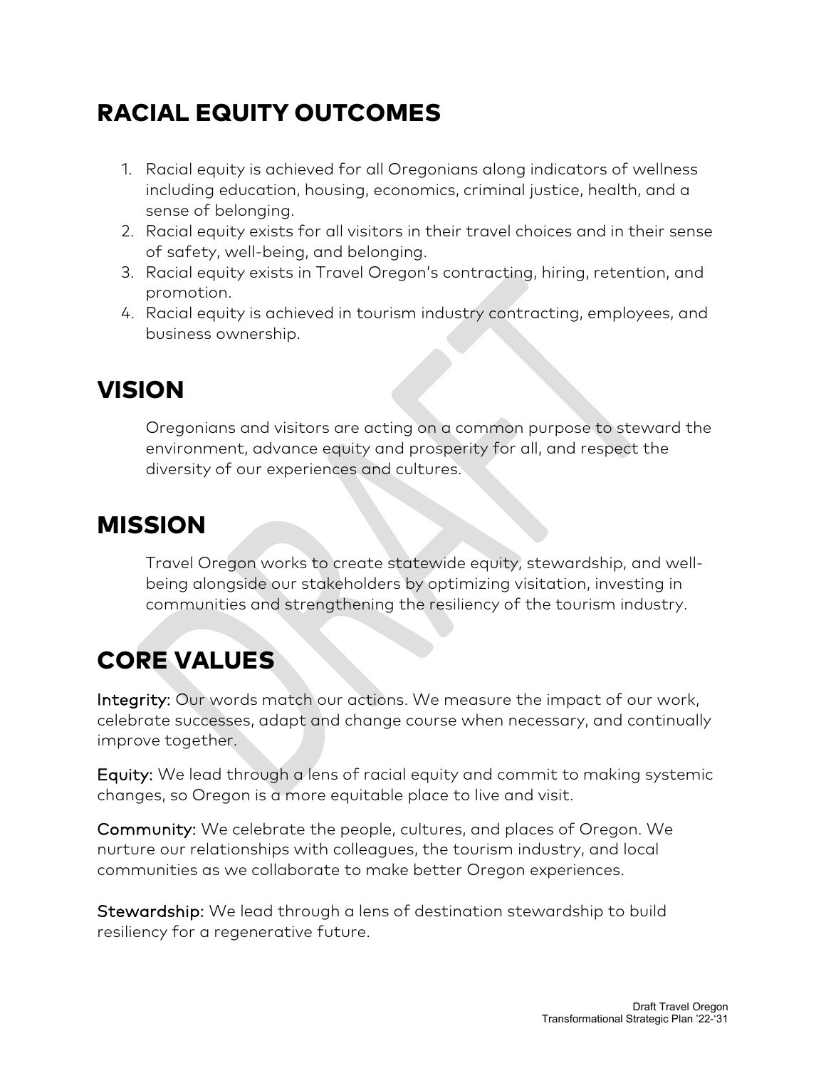## RACIAL EQUITY OUTCOMES

1. Racial equity is achieved for all Oregonians along indicators of wellness including education, housing, economics, criminal justice, health, and a sense of belonging.
2. Racial equity exists for all visitors in their travel choices and in their sense of safety, well-being, and belonging.
3. Racial equity exists in Travel Oregon's contracting, hiring, retention, and promotion.
4. Racial equity is achieved in tourism industry contracting, employees, and business ownership.

## VISION

Oregonians and visitors are acting on a common purpose to steward the environment, advance equity and prosperity for all, and respect the diversity of our experiences and cultures.

## MISSION

Travel Oregon works to create statewide equity, stewardship, and well-being alongside our stakeholders by optimizing visitation, investing in communities and strengthening the resiliency of the tourism industry.

## CORE VALUES

**Integrity:** Our words match our actions. We measure the impact of our work, celebrate successes, adapt and change course when necessary, and continually improve together.

**Equity:** We lead through a lens of racial equity and commit to making systemic changes, so Oregon is a more equitable place to live and visit.

**Community:** We celebrate the people, cultures, and places of Oregon. We nurture our relationships with colleagues, the tourism industry, and local communities as we collaborate to make better Oregon experiences.

**Stewardship:** We lead through a lens of destination stewardship to build resiliency for a regenerative future.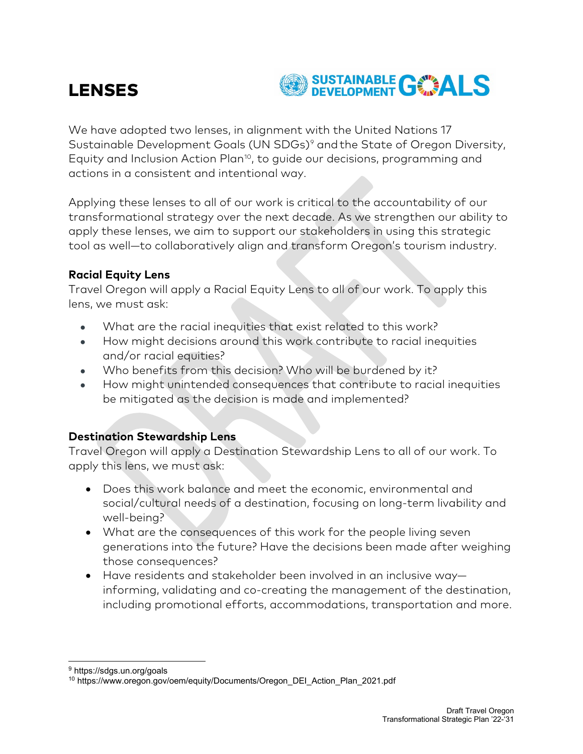# LENSES

We have adopted two lenses, in alignment with the United Nations 17 Sustainable Development Goals (UN SDGs)[9] and the State of Oregon Diversity, Equity and Inclusion Action Plan[10], to guide our decisions, programming and actions in a consistent and intentional way.

Applying these lenses to all of our work is critical to the accountability of our transformational strategy over the next decade. As we strengthen our ability to apply these lenses, we aim to support our stakeholders in using this strategic tool as well—to collaboratively align and transform Oregon's tourism industry.

**Racial Equity Lens**

Travel Oregon will apply a Racial Equity Lens to all of our work. To apply this lens, we must ask:

- What are the racial inequities that exist related to this work?
- How might decisions around this work contribute to racial inequities and/or racial equities?
- Who benefits from this decision? Who will be burdened by it?
- How might unintended consequences that contribute to racial inequities be mitigated as the decision is made and implemented?

**Destination Stewardship Lens**

Travel Oregon will apply a Destination Stewardship Lens to all of our work. To apply this lens, we must ask:

- Does this work balance and meet the economic, environmental and social/cultural needs of a destination, focusing on long-term livability and well-being?
- What are the consequences of this work for the people living seven generations into the future? Have the decisions been made after weighing those consequences?
- Have residents and stakeholder been involved in an inclusive way—informing, validating and co-creating the management of the destination, including promotional efforts, accommodations, transportation and more.

---

[9] https://sdgs.un.org/goals

[10] https://www.oregon.gov/oem/equity/Documents/Oregon_DEI_Action_Plan_2021.pdf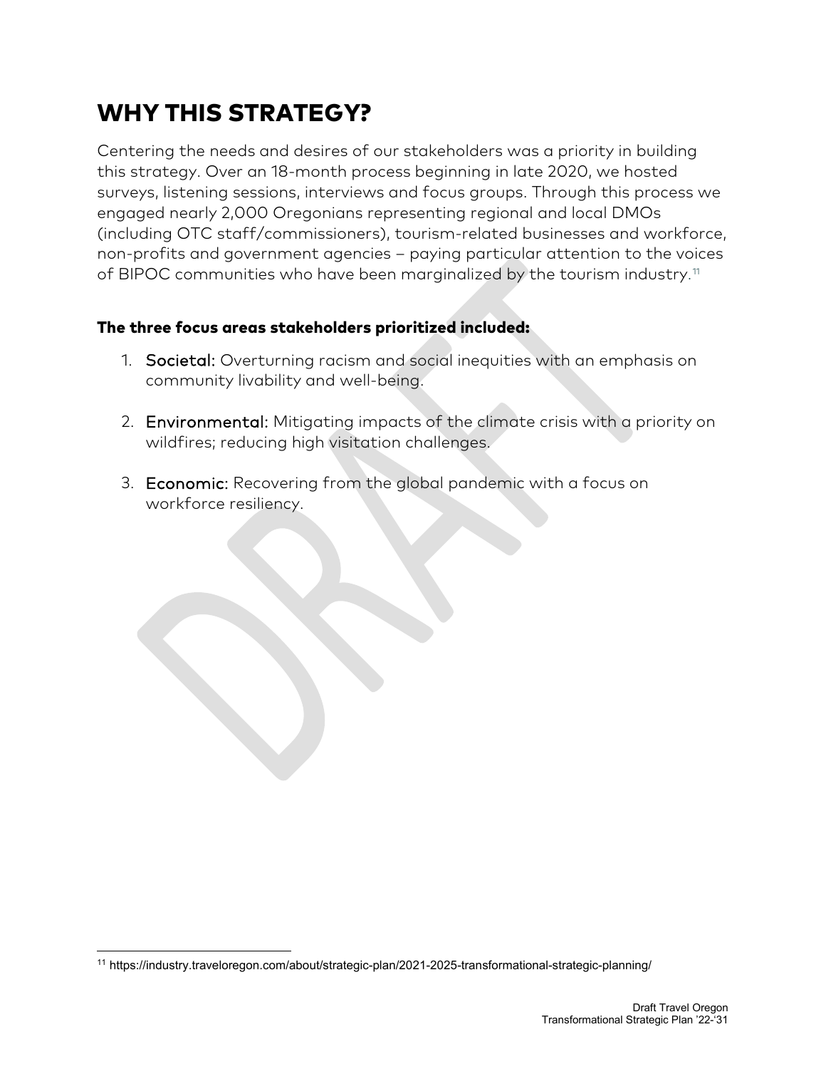# WHY THIS STRATEGY?

Centering the needs and desires of our stakeholders was a priority in building this strategy. Over an 18-month process beginning in late 2020, we hosted surveys, listening sessions, interviews and focus groups. Through this process we engaged nearly 2,000 Oregonians representing regional and local DMOs (including OTC staff/commissioners), tourism-related businesses and workforce, non-profits and government agencies – paying particular attention to the voices of BIPOC communities who have been marginalized by the tourism industry.[11]

**The three focus areas stakeholders prioritized included:**

1. Societal: Overturning racism and social inequities with an emphasis on community livability and well-being.

2. Environmental: Mitigating impacts of the climate crisis with a priority on wildfires; reducing high visitation challenges.

3. Economic: Recovering from the global pandemic with a focus on workforce resiliency.

[11] https://industry.traveloregon.com/about/strategic-plan/2021-2025-transformational-strategic-planning/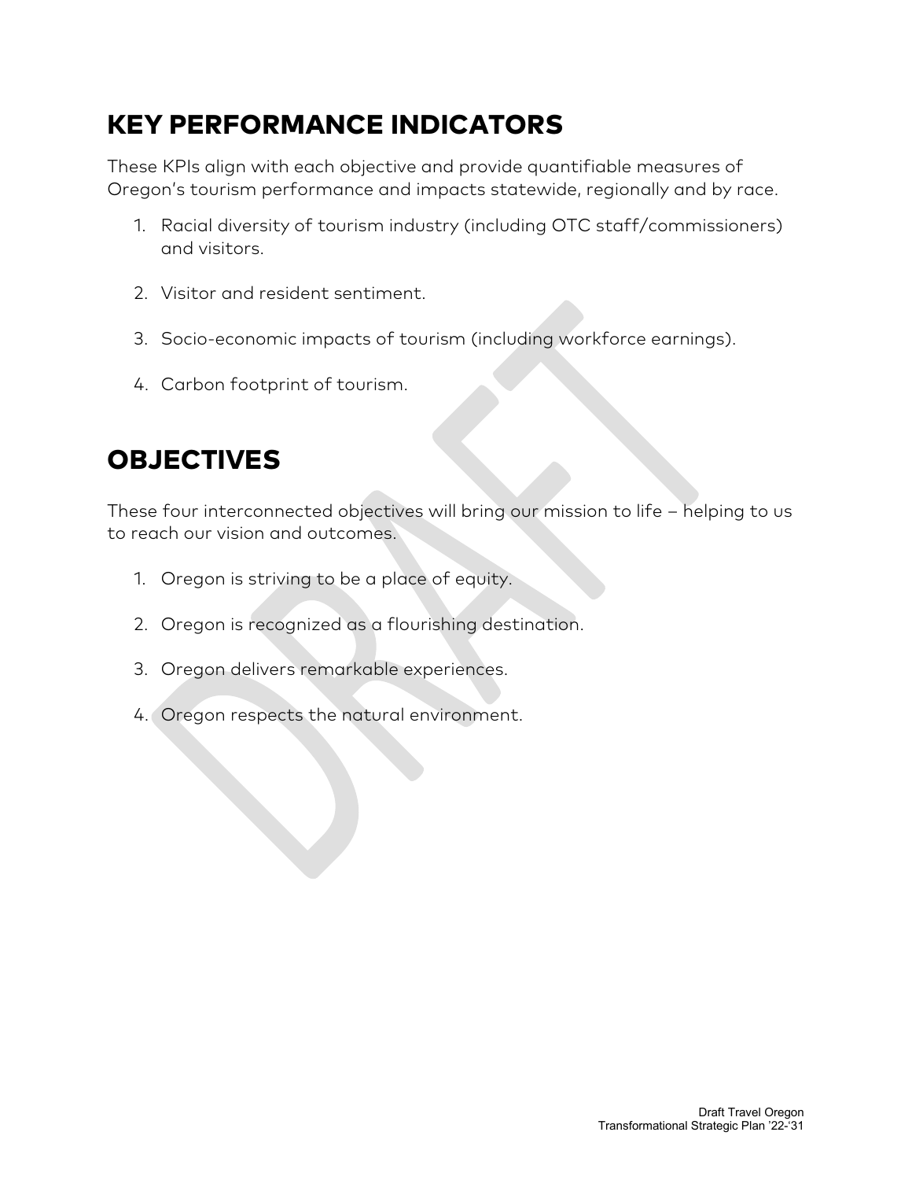## KEY PERFORMANCE INDICATORS

These KPIs align with each objective and provide quantifiable measures of Oregon's tourism performance and impacts statewide, regionally and by race.

1. Racial diversity of tourism industry (including OTC staff/commissioners) and visitors.
2. Visitor and resident sentiment.
3. Socio-economic impacts of tourism (including workforce earnings).
4. Carbon footprint of tourism.

## OBJECTIVES

These four interconnected objectives will bring our mission to life – helping to us to reach our vision and outcomes.

1. Oregon is striving to be a place of equity.
2. Oregon is recognized as a flourishing destination.
3. Oregon delivers remarkable experiences.
4. Oregon respects the natural environment.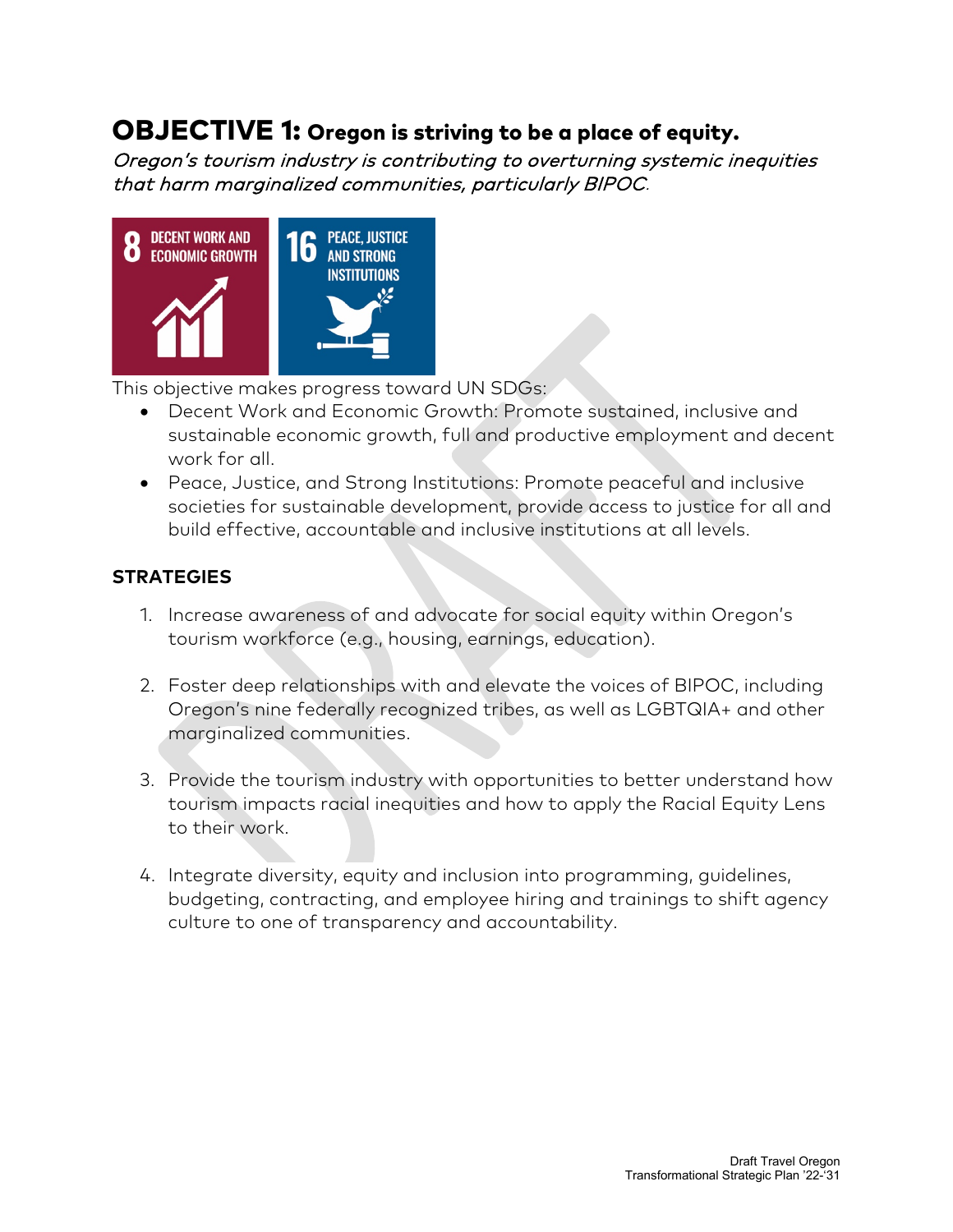# OBJECTIVE 1: Oregon is striving to be a place of equity.

*Oregon's tourism industry is contributing to overturning systemic inequities that harm marginalized communities, particularly BIPOC.*

This objective makes progress toward UN SDGs:

- Decent Work and Economic Growth: Promote sustained, inclusive and sustainable economic growth, full and productive employment and decent work for all.
- Peace, Justice, and Strong Institutions: Promote peaceful and inclusive societies for sustainable development, provide access to justice for all and build effective, accountable and inclusive institutions at all levels.

## STRATEGIES

1. Increase awareness of and advocate for social equity within Oregon's tourism workforce (e.g., housing, earnings, education).
2. Foster deep relationships with and elevate the voices of BIPOC, including Oregon's nine federally recognized tribes, as well as LGBTQIA+ and other marginalized communities.
3. Provide the tourism industry with opportunities to better understand how tourism impacts racial inequities and how to apply the Racial Equity Lens to their work.
4. Integrate diversity, equity and inclusion into programming, guidelines, budgeting, contracting, and employee hiring and trainings to shift agency culture to one of transparency and accountability.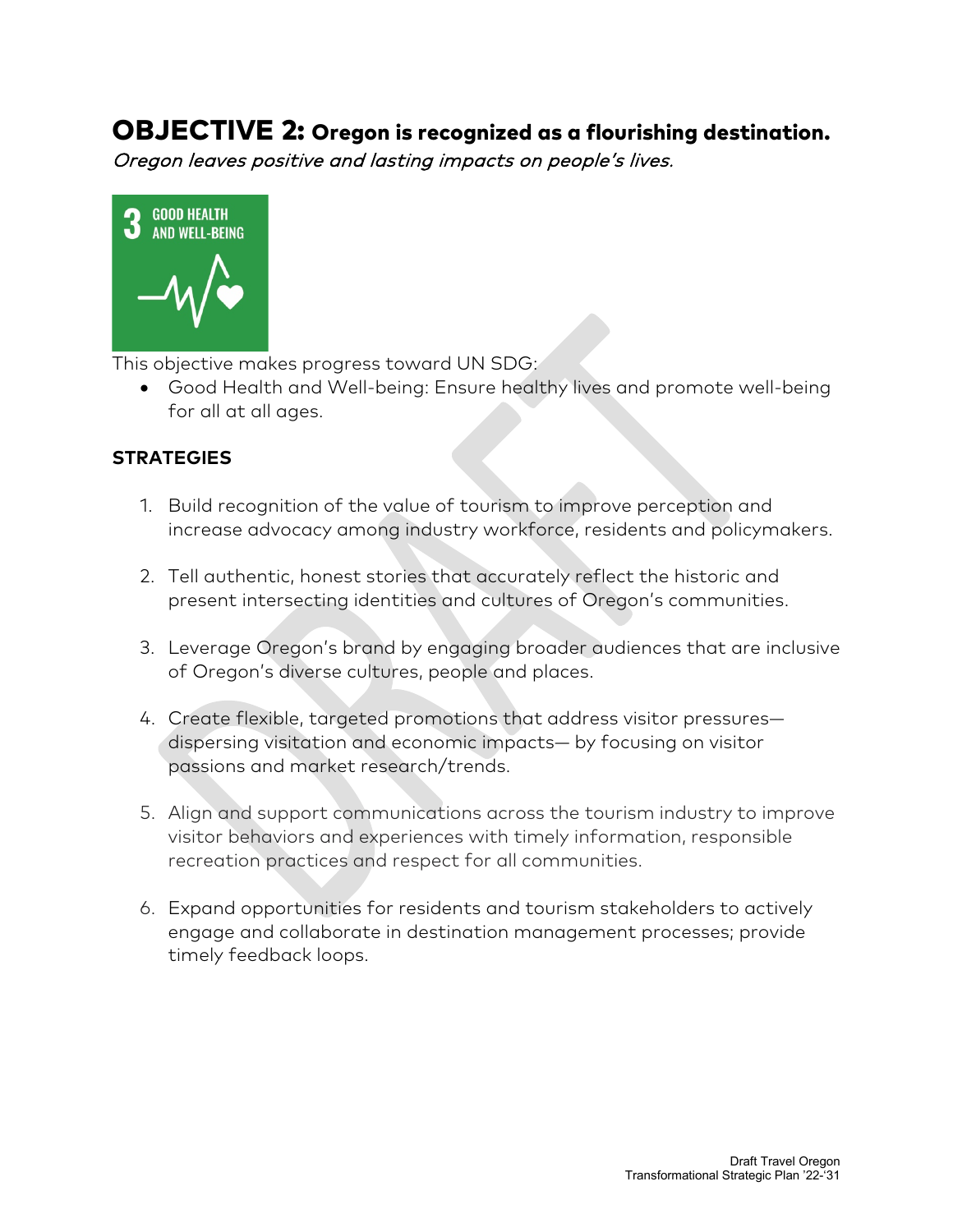## OBJECTIVE 2: Oregon is recognized as a flourishing destination.

*Oregon leaves positive and lasting impacts on people's lives.*

3 GOOD HEALTH AND WELL-BEING

This objective makes progress toward UN SDG:

- Good Health and Well-being: Ensure healthy lives and promote well-being for all at all ages.

### STRATEGIES

1. Build recognition of the value of tourism to improve perception and increase advocacy among industry workforce, residents and policymakers.
2. Tell authentic, honest stories that accurately reflect the historic and present intersecting identities and cultures of Oregon's communities.
3. Leverage Oregon's brand by engaging broader audiences that are inclusive of Oregon's diverse cultures, people and places.
4. Create flexible, targeted promotions that address visitor pressures—dispersing visitation and economic impacts— by focusing on visitor passions and market research/trends.
5. Align and support communications across the tourism industry to improve visitor behaviors and experiences with timely information, responsible recreation practices and respect for all communities.
6. Expand opportunities for residents and tourism stakeholders to actively engage and collaborate in destination management processes; provide timely feedback loops.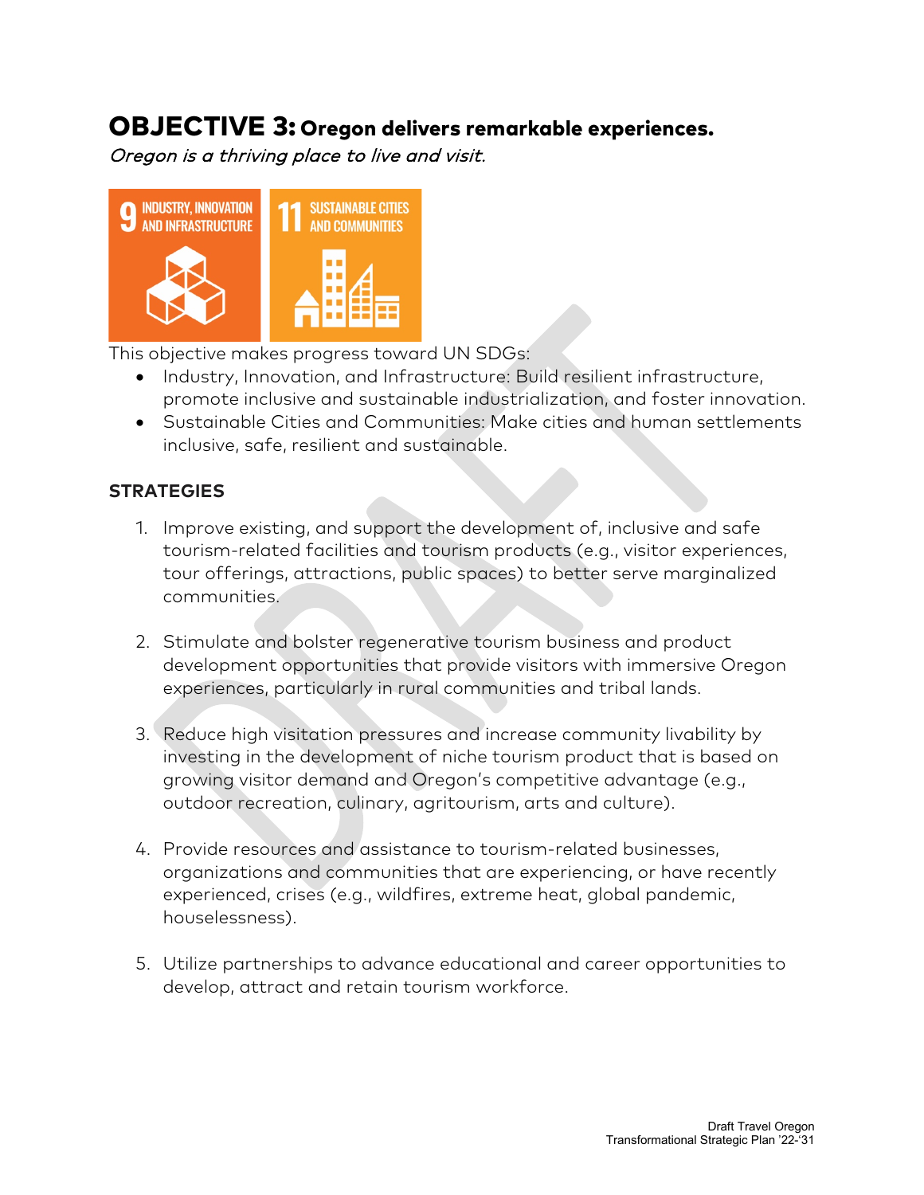# OBJECTIVE 3: Oregon delivers remarkable experiences.

*Oregon is a thriving place to live and visit.*

This objective makes progress toward UN SDGs:

- Industry, Innovation, and Infrastructure: Build resilient infrastructure, promote inclusive and sustainable industrialization, and foster innovation.
- Sustainable Cities and Communities: Make cities and human settlements inclusive, safe, resilient and sustainable.

### STRATEGIES

1. Improve existing, and support the development of, inclusive and safe tourism-related facilities and tourism products (e.g., visitor experiences, tour offerings, attractions, public spaces) to better serve marginalized communities.

2. Stimulate and bolster regenerative tourism business and product development opportunities that provide visitors with immersive Oregon experiences, particularly in rural communities and tribal lands.

3. Reduce high visitation pressures and increase community livability by investing in the development of niche tourism product that is based on growing visitor demand and Oregon's competitive advantage (e.g., outdoor recreation, culinary, agritourism, arts and culture).

4. Provide resources and assistance to tourism-related businesses, organizations and communities that are experiencing, or have recently experienced, crises (e.g., wildfires, extreme heat, global pandemic, houselessness).

5. Utilize partnerships to advance educational and career opportunities to develop, attract and retain tourism workforce.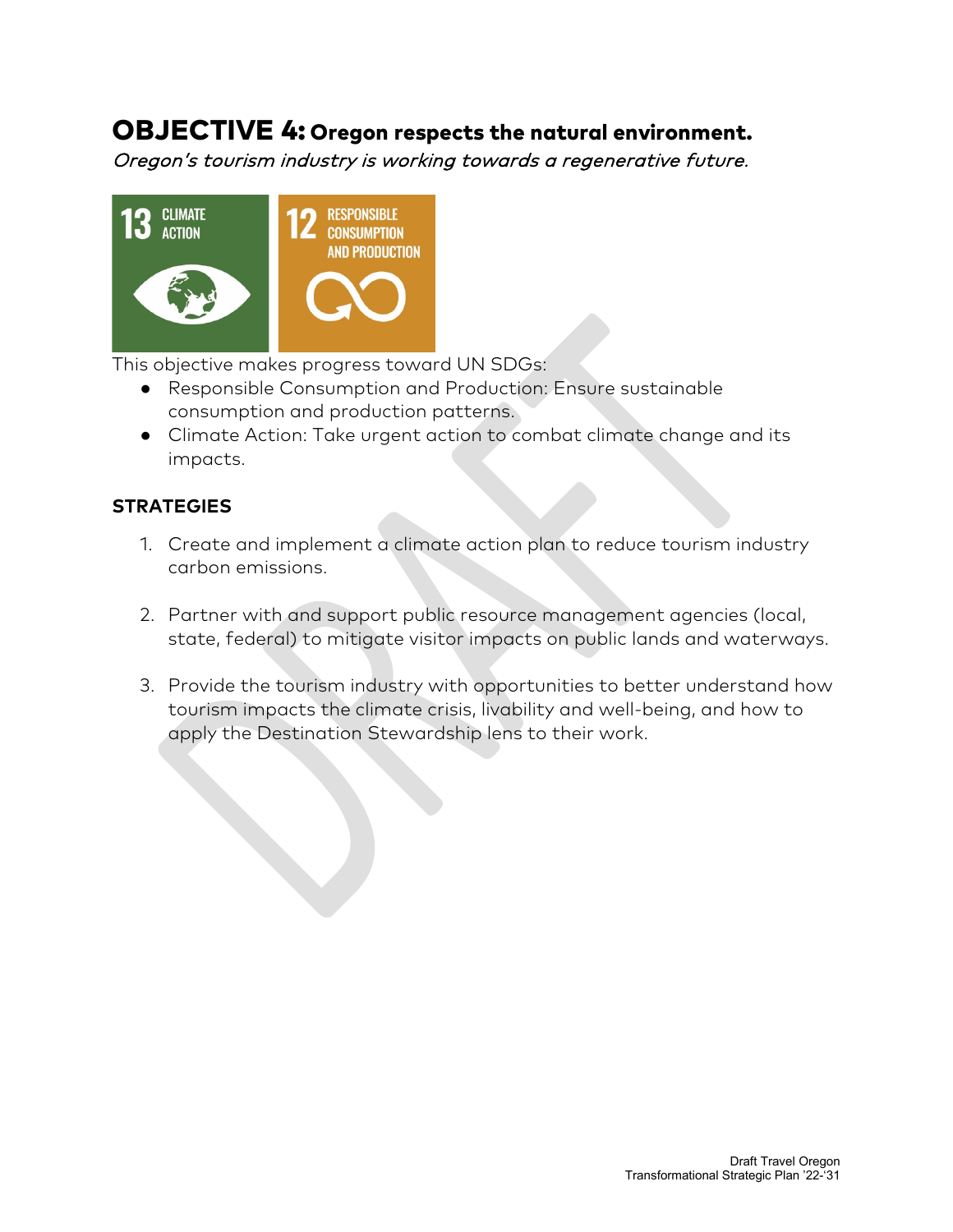# OBJECTIVE 4: Oregon respects the natural environment.

*Oregon's tourism industry is working towards a regenerative future.*

This objective makes progress toward UN SDGs:

- Responsible Consumption and Production: Ensure sustainable consumption and production patterns.
- Climate Action: Take urgent action to combat climate change and its impacts.

**STRATEGIES**

1. Create and implement a climate action plan to reduce tourism industry carbon emissions.

2. Partner with and support public resource management agencies (local, state, federal) to mitigate visitor impacts on public lands and waterways.

3. Provide the tourism industry with opportunities to better understand how tourism impacts the climate crisis, livability and well-being, and how to apply the Destination Stewardship lens to their work.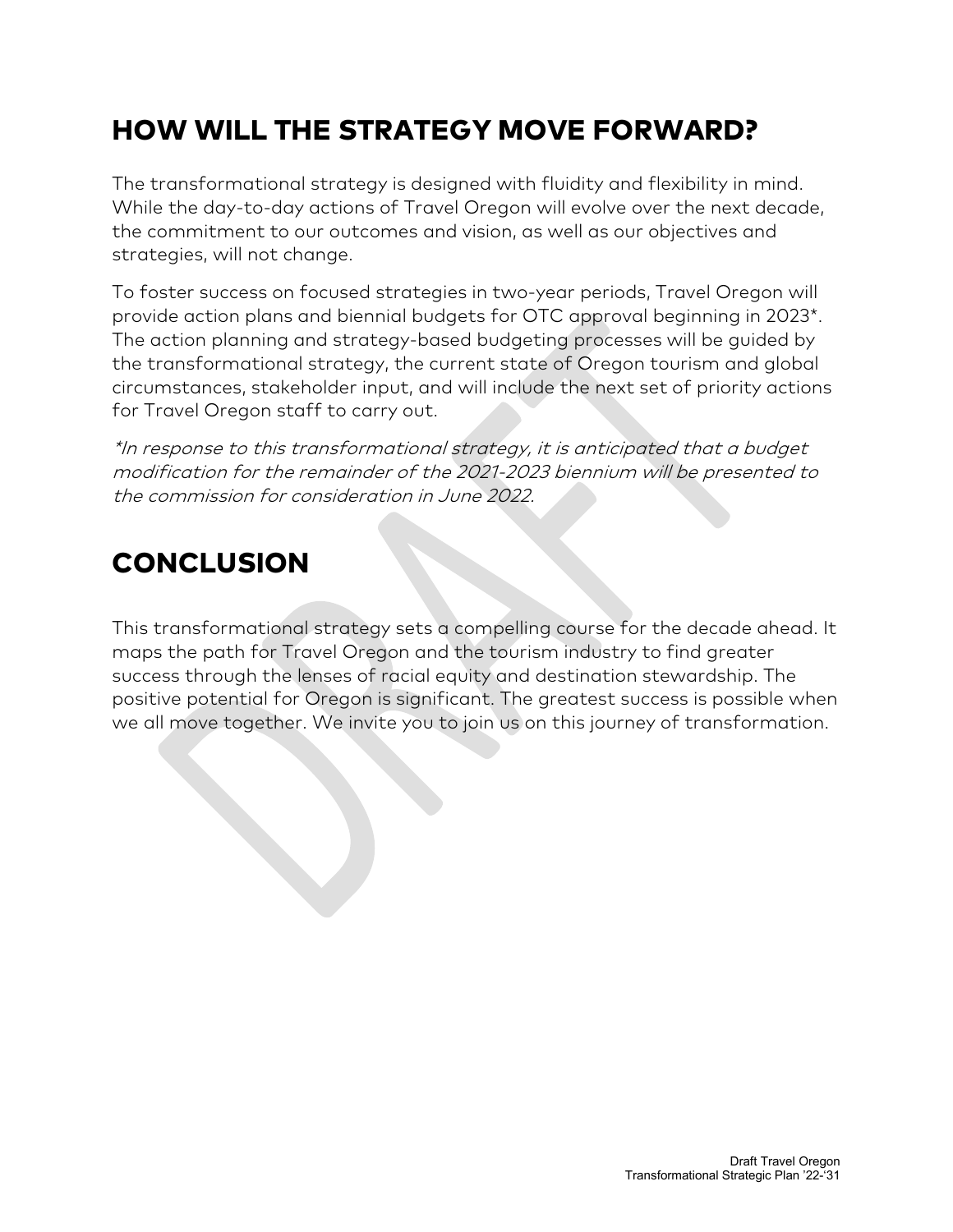## HOW WILL THE STRATEGY MOVE FORWARD?

The transformational strategy is designed with fluidity and flexibility in mind. While the day-to-day actions of Travel Oregon will evolve over the next decade, the commitment to our outcomes and vision, as well as our objectives and strategies, will not change.

To foster success on focused strategies in two-year periods, Travel Oregon will provide action plans and biennial budgets for OTC approval beginning in 2023*. The action planning and strategy-based budgeting processes will be guided by the transformational strategy, the current state of Oregon tourism and global circumstances, stakeholder input, and will include the next set of priority actions for Travel Oregon staff to carry out.

*\*In response to this transformational strategy, it is anticipated that a budget modification for the remainder of the 2021-2023 biennium will be presented to the commission for consideration in June 2022.*

## CONCLUSION

This transformational strategy sets a compelling course for the decade ahead. It maps the path for Travel Oregon and the tourism industry to find greater success through the lenses of racial equity and destination stewardship. The positive potential for Oregon is significant. The greatest success is possible when we all move together. We invite you to join us on this journey of transformation.